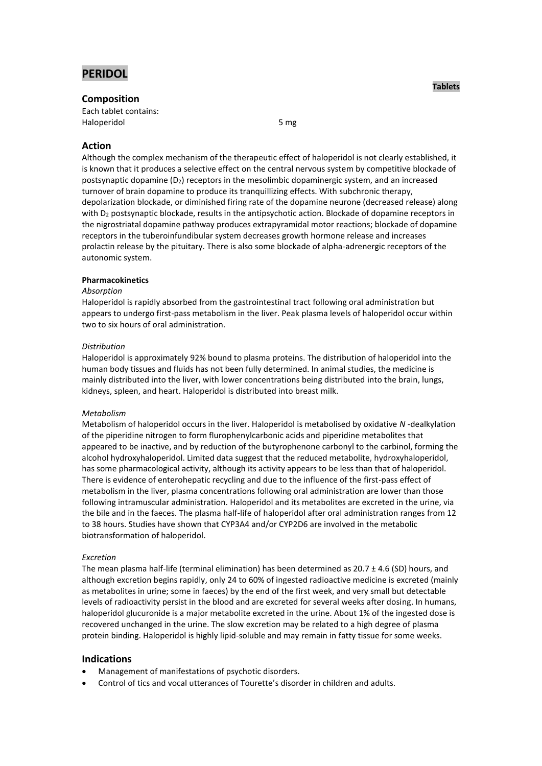# PERIDOL

**Tablets**

## Composition

Each tablet contains:
Haloperidol 5 mg

## Action

Although the complex mechanism of the therapeutic effect of haloperidol is not clearly established, it is known that it produces a selective effect on the central nervous system by competitive blockade of postsynaptic dopamine ($D_2$) receptors in the mesolimbic dopaminergic system, and an increased turnover of brain dopamine to produce its tranquillizing effects. With subchronic therapy, depolarization blockade, or diminished firing rate of the dopamine neurone (decreased release) along with $D_2$ postsynaptic blockade, results in the antipsychotic action. Blockade of dopamine receptors in the nigrostriatal dopamine pathway produces extrapyramidal motor reactions; blockade of dopamine receptors in the tuberoinfundibular system decreases growth hormone release and increases prolactin release by the pituitary. There is also some blockade of alpha-adrenergic receptors of the autonomic system.

### Pharmacokinetics

*Absorption*

Haloperidol is rapidly absorbed from the gastrointestinal tract following oral administration but appears to undergo first-pass metabolism in the liver. Peak plasma levels of haloperidol occur within two to six hours of oral administration.

*Distribution*

Haloperidol is approximately 92% bound to plasma proteins. The distribution of haloperidol into the human body tissues and fluids has not been fully determined. In animal studies, the medicine is mainly distributed into the liver, with lower concentrations being distributed into the brain, lungs, kidneys, spleen, and heart. Haloperidol is distributed into breast milk.

*Metabolism*

Metabolism of haloperidol occurs in the liver. Haloperidol is metabolised by oxidative *N* -dealkylation of the piperidine nitrogen to form flurophenylcarbonic acids and piperidine metabolites that appeared to be inactive, and by reduction of the butyrophenone carbonyl to the carbinol, forming the alcohol hydroxyhaloperidol. Limited data suggest that the reduced metabolite, hydroxyhaloperidol, has some pharmacological activity, although its activity appears to be less than that of haloperidol. There is evidence of enterohepatic recycling and due to the influence of the first-pass effect of metabolism in the liver, plasma concentrations following oral administration are lower than those following intramuscular administration. Haloperidol and its metabolites are excreted in the urine, via the bile and in the faeces. The plasma half-life of haloperidol after oral administration ranges from 12 to 38 hours. Studies have shown that CYP3A4 and/or CYP2D6 are involved in the metabolic biotransformation of haloperidol.

*Excretion*

The mean plasma half-life (terminal elimination) has been determined as $20.7 \pm 4.6$ (SD) hours, and although excretion begins rapidly, only 24 to 60% of ingested radioactive medicine is excreted (mainly as metabolites in urine; some in faeces) by the end of the first week, and very small but detectable levels of radioactivity persist in the blood and are excreted for several weeks after dosing. In humans, haloperidol glucuronide is a major metabolite excreted in the urine. About 1% of the ingested dose is recovered unchanged in the urine. The slow excretion may be related to a high degree of plasma protein binding. Haloperidol is highly lipid-soluble and may remain in fatty tissue for some weeks.

## Indications

- Management of manifestations of psychotic disorders.
- Control of tics and vocal utterances of Tourette's disorder in children and adults.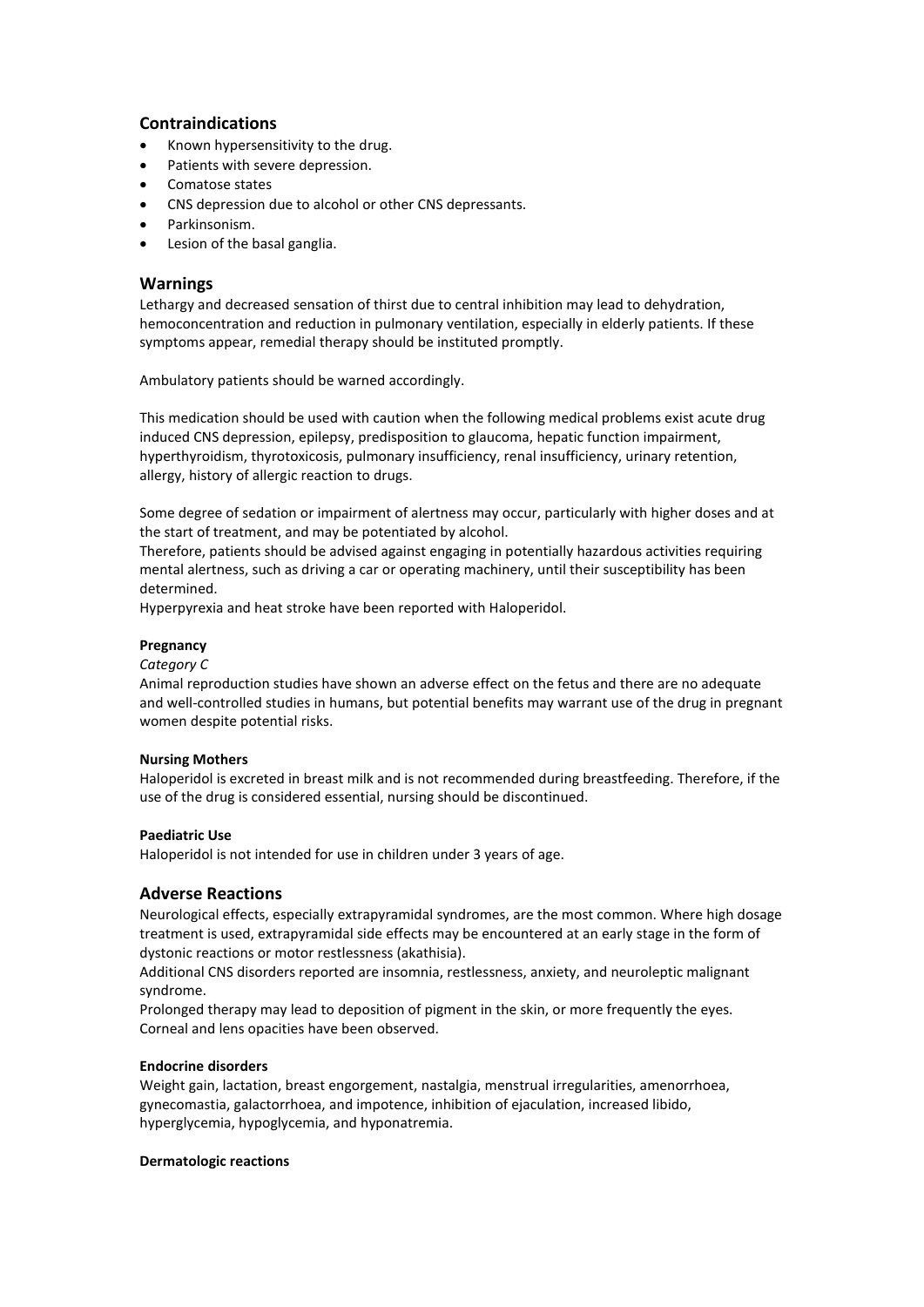## Contraindications

- Known hypersensitivity to the drug.
- Patients with severe depression.
- Comatose states
- CNS depression due to alcohol or other CNS depressants.
- Parkinsonism.
- Lesion of the basal ganglia.

## Warnings

Lethargy and decreased sensation of thirst due to central inhibition may lead to dehydration, hemoconcentration and reduction in pulmonary ventilation, especially in elderly patients. If these symptoms appear, remedial therapy should be instituted promptly.

Ambulatory patients should be warned accordingly.

This medication should be used with caution when the following medical problems exist acute drug induced CNS depression, epilepsy, predisposition to glaucoma, hepatic function impairment, hyperthyroidism, thyrotoxicosis, pulmonary insufficiency, renal insufficiency, urinary retention, allergy, history of allergic reaction to drugs.

Some degree of sedation or impairment of alertness may occur, particularly with higher doses and at the start of treatment, and may be potentiated by alcohol.
Therefore, patients should be advised against engaging in potentially hazardous activities requiring mental alertness, such as driving a car or operating machinery, until their susceptibility has been determined.
Hyperpyrexia and heat stroke have been reported with Haloperidol.

#### Pregnancy

*Category C*
Animal reproduction studies have shown an adverse effect on the fetus and there are no adequate and well-controlled studies in humans, but potential benefits may warrant use of the drug in pregnant women despite potential risks.

#### Nursing Mothers

Haloperidol is excreted in breast milk and is not recommended during breastfeeding. Therefore, if the use of the drug is considered essential, nursing should be discontinued.

#### Paediatric Use

Haloperidol is not intended for use in children under 3 years of age.

## Adverse Reactions

Neurological effects, especially extrapyramidal syndromes, are the most common. Where high dosage treatment is used, extrapyramidal side effects may be encountered at an early stage in the form of dystonic reactions or motor restlessness (akathisia).
Additional CNS disorders reported are insomnia, restlessness, anxiety, and neuroleptic malignant syndrome.
Prolonged therapy may lead to deposition of pigment in the skin, or more frequently the eyes.
Corneal and lens opacities have been observed.

#### Endocrine disorders

Weight gain, lactation, breast engorgement, nastalgia, menstrual irregularities, amenorrhoea, gynecomastia, galactorrhoea, and impotence, inhibition of ejaculation, increased libido, hyperglycemia, hypoglycemia, and hyponatremia.

#### Dermatologic reactions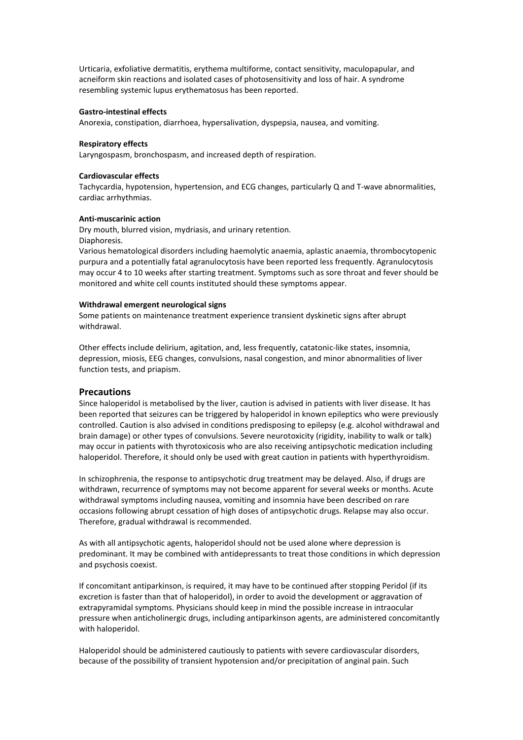Urticaria, exfoliative dermatitis, erythema multiforme, contact sensitivity, maculopapular, and acneiform skin reactions and isolated cases of photosensitivity and loss of hair. A syndrome resembling systemic lupus erythematosus has been reported.

**Gastro-intestinal effects**

Anorexia, constipation, diarrhoea, hypersalivation, dyspepsia, nausea, and vomiting.

**Respiratory effects**

Laryngospasm, bronchospasm, and increased depth of respiration.

**Cardiovascular effects**

Tachycardia, hypotension, hypertension, and ECG changes, particularly Q and T-wave abnormalities, cardiac arrhythmias.

**Anti-muscarinic action**

Dry mouth, blurred vision, mydriasis, and urinary retention.

Diaphoresis.

Various hematological disorders including haemolytic anaemia, aplastic anaemia, thrombocytopenic purpura and a potentially fatal agranulocytosis have been reported less frequently. Agranulocytosis may occur 4 to 10 weeks after starting treatment. Symptoms such as sore throat and fever should be monitored and white cell counts instituted should these symptoms appear.

**Withdrawal emergent neurological signs**

Some patients on maintenance treatment experience transient dyskinetic signs after abrupt withdrawal.

Other effects include delirium, agitation, and, less frequently, catatonic-like states, insomnia, depression, miosis, EEG changes, convulsions, nasal congestion, and minor abnormalities of liver function tests, and priapism.

## Precautions

Since haloperidol is metabolised by the liver, caution is advised in patients with liver disease. It has been reported that seizures can be triggered by haloperidol in known epileptics who were previously controlled. Caution is also advised in conditions predisposing to epilepsy (e.g. alcohol withdrawal and brain damage) or other types of convulsions. Severe neurotoxicity (rigidity, inability to walk or talk) may occur in patients with thyrotoxicosis who are also receiving antipsychotic medication including haloperidol. Therefore, it should only be used with great caution in patients with hyperthyroidism.

In schizophrenia, the response to antipsychotic drug treatment may be delayed. Also, if drugs are withdrawn, recurrence of symptoms may not become apparent for several weeks or months. Acute withdrawal symptoms including nausea, vomiting and insomnia have been described on rare occasions following abrupt cessation of high doses of antipsychotic drugs. Relapse may also occur. Therefore, gradual withdrawal is recommended.

As with all antipsychotic agents, haloperidol should not be used alone where depression is predominant. It may be combined with antidepressants to treat those conditions in which depression and psychosis coexist.

If concomitant antiparkinson, is required, it may have to be continued after stopping Peridol (if its excretion is faster than that of haloperidol), in order to avoid the development or aggravation of extrapyramidal symptoms. Physicians should keep in mind the possible increase in intraocular pressure when anticholinergic drugs, including antiparkinson agents, are administered concomitantly with haloperidol.

Haloperidol should be administered cautiously to patients with severe cardiovascular disorders, because of the possibility of transient hypotension and/or precipitation of anginal pain. Such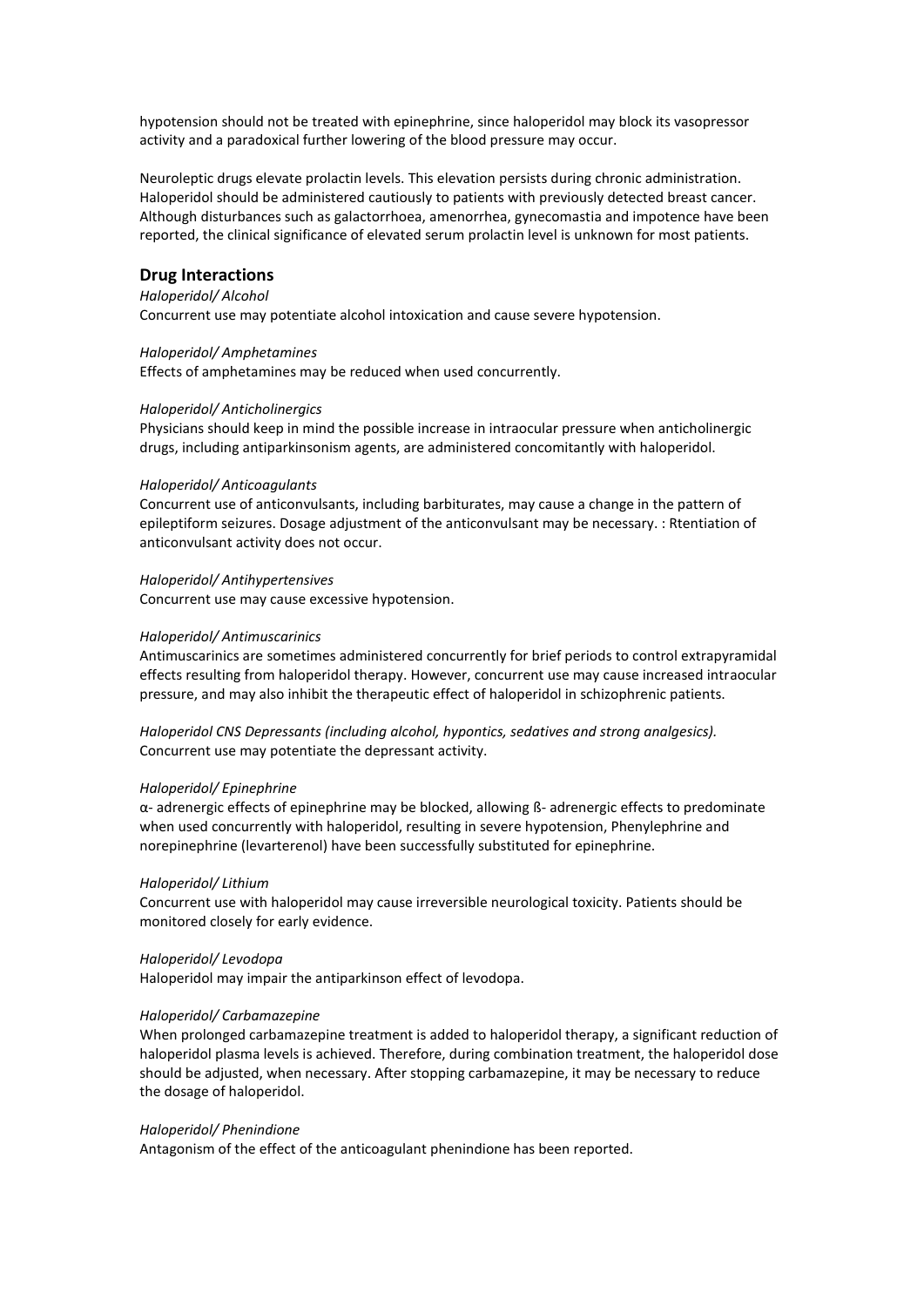hypotension should not be treated with epinephrine, since haloperidol may block its vasopressor activity and a paradoxical further lowering of the blood pressure may occur.

Neuroleptic drugs elevate prolactin levels. This elevation persists during chronic administration. Haloperidol should be administered cautiously to patients with previously detected breast cancer. Although disturbances such as galactorrhoea, amenorrhea, gynecomastia and impotence have been reported, the clinical significance of elevated serum prolactin level is unknown for most patients.

## Drug Interactions

*Haloperidol/ Alcohol*
Concurrent use may potentiate alcohol intoxication and cause severe hypotension.

*Haloperidol/ Amphetamines*
Effects of amphetamines may be reduced when used concurrently.

*Haloperidol/ Anticholinergics*
Physicians should keep in mind the possible increase in intraocular pressure when anticholinergic drugs, including antiparkinsonism agents, are administered concomitantly with haloperidol.

*Haloperidol/ Anticoagulants*
Concurrent use of anticonvulsants, including barbiturates, may cause a change in the pattern of epileptiform seizures. Dosage adjustment of the anticonvulsant may be necessary. : Rtentiation of anticonvulsant activity does not occur.

*Haloperidol/ Antihypertensives*
Concurrent use may cause excessive hypotension.

*Haloperidol/ Antimuscarinics*
Antimuscarinics are sometimes administered concurrently for brief periods to control extrapyramidal effects resulting from haloperidol therapy. However, concurrent use may cause increased intraocular pressure, and may also inhibit the therapeutic effect of haloperidol in schizophrenic patients.

*Haloperidol CNS Depressants (including alcohol, hypontics, sedatives and strong analgesics).*
Concurrent use may potentiate the depressant activity.

*Haloperidol/ Epinephrine*
α- adrenergic effects of epinephrine may be blocked, allowing ß- adrenergic effects to predominate when used concurrently with haloperidol, resulting in severe hypotension, Phenylephrine and norepinephrine (levarterenol) have been successfully substituted for epinephrine.

*Haloperidol/ Lithium*
Concurrent use with haloperidol may cause irreversible neurological toxicity. Patients should be monitored closely for early evidence.

*Haloperidol/ Levodopa*
Haloperidol may impair the antiparkinson effect of levodopa.

*Haloperidol/ Carbamazepine*
When prolonged carbamazepine treatment is added to haloperidol therapy, a significant reduction of haloperidol plasma levels is achieved. Therefore, during combination treatment, the haloperidol dose should be adjusted, when necessary. After stopping carbamazepine, it may be necessary to reduce the dosage of haloperidol.

*Haloperidol/ Phenindione*
Antagonism of the effect of the anticoagulant phenindione has been reported.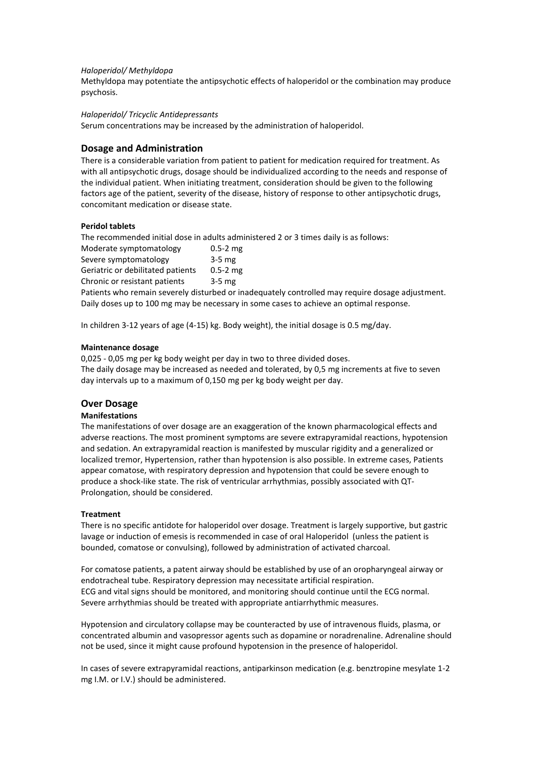*Haloperidol/ Methyldopa*

Methyldopa may potentiate the antipsychotic effects of haloperidol or the combination may produce psychosis.

*Haloperidol/ Tricyclic Antidepressants*

Serum concentrations may be increased by the administration of haloperidol.

## Dosage and Administration

There is a considerable variation from patient to patient for medication required for treatment. As with all antipsychotic drugs, dosage should be individualized according to the needs and response of the individual patient. When initiating treatment, consideration should be given to the following factors age of the patient, severity of the disease, history of response to other antipsychotic drugs, concomitant medication or disease state.

**Peridol tablets**

The recommended initial dose in adults administered 2 or 3 times daily is as follows:

| | |
|---|---|
| Moderate symptomatology | 0.5-2 mg |
| Severe symptomatology | 3-5 mg |
| Geriatric or debilitated patients | 0.5-2 mg |
| Chronic or resistant patients | 3-5 mg |

Patients who remain severely disturbed or inadequately controlled may require dosage adjustment. Daily doses up to 100 mg may be necessary in some cases to achieve an optimal response.

In children 3-12 years of age (4-15) kg. Body weight), the initial dosage is 0.5 mg/day.

**Maintenance dosage**

0,025 - 0,05 mg per kg body weight per day in two to three divided doses.
The daily dosage may be increased as needed and tolerated, by 0,5 mg increments at five to seven day intervals up to a maximum of 0,150 mg per kg body weight per day.

## Over Dosage

**Manifestations**

The manifestations of over dosage are an exaggeration of the known pharmacological effects and adverse reactions. The most prominent symptoms are severe extrapyramidal reactions, hypotension and sedation. An extrapyramidal reaction is manifested by muscular rigidity and a generalized or localized tremor, Hypertension, rather than hypotension is also possible. In extreme cases, Patients appear comatose, with respiratory depression and hypotension that could be severe enough to produce a shock-like state. The risk of ventricular arrhythmias, possibly associated with QT-Prolongation, should be considered.

**Treatment**

There is no specific antidote for haloperidol over dosage. Treatment is largely supportive, but gastric lavage or induction of emesis is recommended in case of oral Haloperidol (unless the patient is bounded, comatose or convulsing), followed by administration of activated charcoal.

For comatose patients, a patent airway should be established by use of an oropharyngeal airway or endotracheal tube. Respiratory depression may necessitate artificial respiration.
ECG and vital signs should be monitored, and monitoring should continue until the ECG normal. Severe arrhythmias should be treated with appropriate antiarrhythmic measures.

Hypotension and circulatory collapse may be counteracted by use of intravenous fluids, plasma, or concentrated albumin and vasopressor agents such as dopamine or noradrenaline. Adrenaline should not be used, since it might cause profound hypotension in the presence of haloperidol.

In cases of severe extrapyramidal reactions, antiparkinson medication (e.g. benztropine mesylate 1-2 mg I.M. or I.V.) should be administered.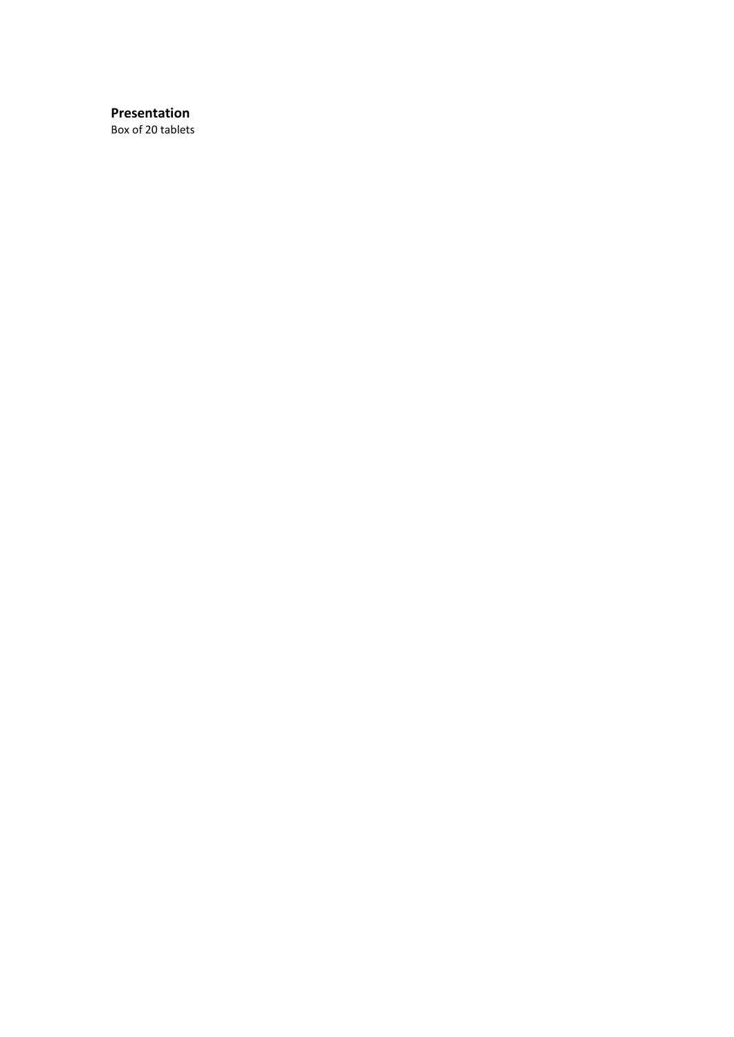**Presentation**

Box of 20 tablets